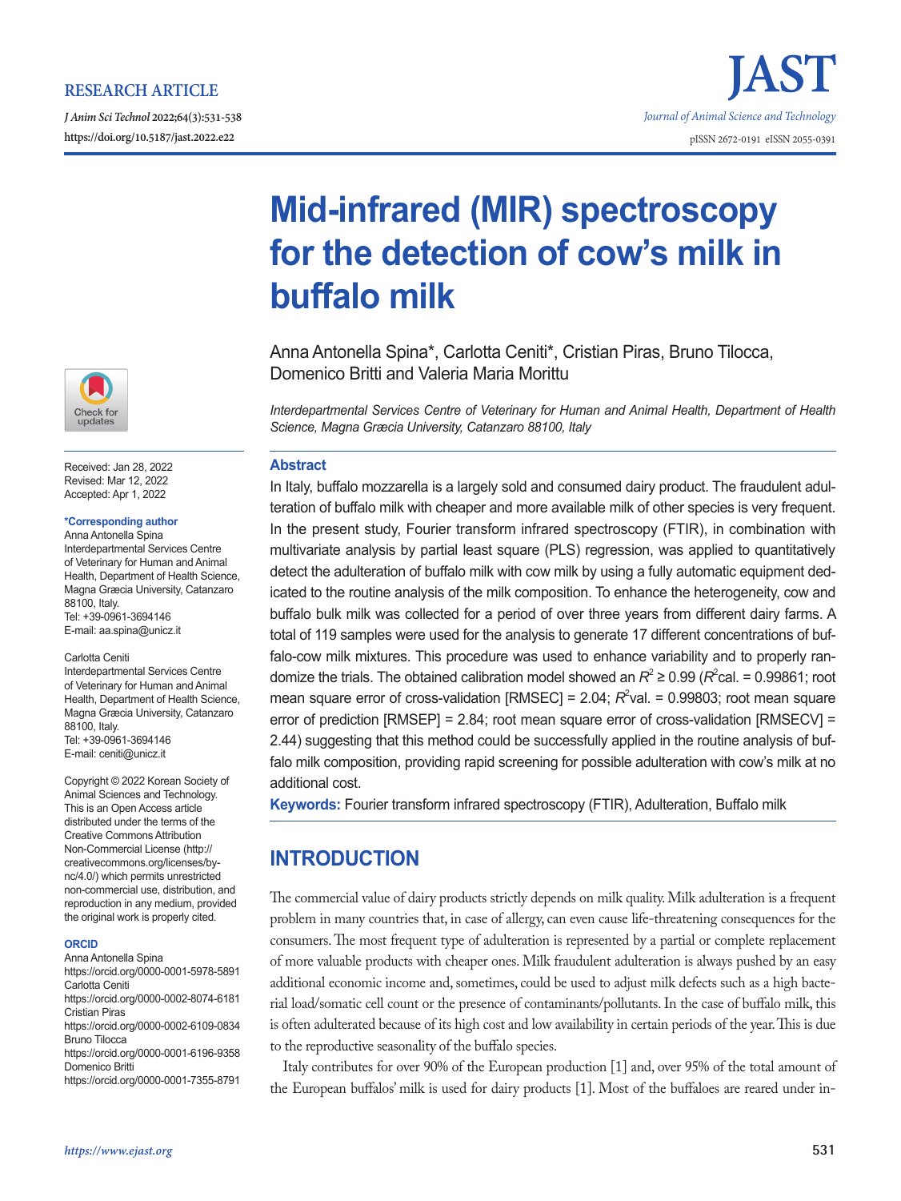RESEARCH ARTICLE

https://doi.org/10.5187/jast.2022.e22

# Mid-infrared (MIR) spectroscopy for the detection of cow's milk in buffalo milk

Anna Antonella Spina*, Carlotta Ceniti*, Cristian Piras, Bruno Tilocca, Domenico Britti and Valeria Maria Morittu

*Interdepartmental Services Centre of Veterinary for Human and Animal Health, Department of Health Science, Magna Græcia University, Catanzaro 88100, Italy*

Received: Jan 28, 2022
Revised: Mar 12, 2022
Accepted: Apr 1, 2022

**\*Corresponding author**
Anna Antonella Spina
Interdepartmental Services Centre of Veterinary for Human and Animal Health, Department of Health Science, Magna Græcia University, Catanzaro 88100, Italy.
Tel: +39-0961-3694146
E-mail: aa.spina@unicz.it

Carlotta Ceniti
Interdepartmental Services Centre of Veterinary for Human and Animal Health, Department of Health Science, Magna Græcia University, Catanzaro 88100, Italy.
Tel: +39-0961-3694146
E-mail: ceniti@unicz.it

Copyright © 2022 Korean Society of Animal Sciences and Technology. This is an Open Access article distributed under the terms of the Creative Commons Attribution Non-Commercial License (http://creativecommons.org/licenses/by-nc/4.0/) which permits unrestricted non-commercial use, distribution, and reproduction in any medium, provided the original work is properly cited.

**ORCID**
Anna Antonella Spina
https://orcid.org/0000-0001-5978-5891
Carlotta Ceniti
https://orcid.org/0000-0002-8074-6181
Cristian Piras
https://orcid.org/0000-0002-6109-0834
Bruno Tilocca
https://orcid.org/0000-0001-6196-9358
Domenico Britti
https://orcid.org/0000-0001-7355-8791

## Abstract

In Italy, buffalo mozzarella is a largely sold and consumed dairy product. The fraudulent adulteration of buffalo milk with cheaper and more available milk of other species is very frequent. In the present study, Fourier transform infrared spectroscopy (FTIR), in combination with multivariate analysis by partial least square (PLS) regression, was applied to quantitatively detect the adulteration of buffalo milk with cow milk by using a fully automatic equipment dedicated to the routine analysis of the milk composition. To enhance the heterogeneity, cow and buffalo bulk milk was collected for a period of over three years from different dairy farms. A total of 119 samples were used for the analysis to generate 17 different concentrations of buffalo-cow milk mixtures. This procedure was used to enhance variability and to properly randomize the trials. The obtained calibration model showed an $R^2 \geq 0.99$ ($R^2$cal. = 0.99861; root mean square error of cross-validation [RMSEC] = 2.04; $R^2$val. = 0.99803; root mean square error of prediction [RMSEP] = 2.84; root mean square error of cross-validation [RMSECV] = 2.44) suggesting that this method could be successfully applied in the routine analysis of buffalo milk composition, providing rapid screening for possible adulteration with cow's milk at no additional cost.

**Keywords:** Fourier transform infrared spectroscopy (FTIR), Adulteration, Buffalo milk

## INTRODUCTION

The commercial value of dairy products strictly depends on milk quality. Milk adulteration is a frequent problem in many countries that, in case of allergy, can even cause life-threatening consequences for the consumers. The most frequent type of adulteration is represented by a partial or complete replacement of more valuable products with cheaper ones. Milk fraudulent adulteration is always pushed by an easy additional economic income and, sometimes, could be used to adjust milk defects such as a high bacterial load/somatic cell count or the presence of contaminants/pollutants. In the case of buffalo milk, this is often adulterated because of its high cost and low availability in certain periods of the year. This is due to the reproductive seasonality of the buffalo species.

Italy contributes for over 90% of the European production [1] and, over 95% of the total amount of the European buffalos' milk is used for dairy products [1]. Most of the buffaloes are reared under in-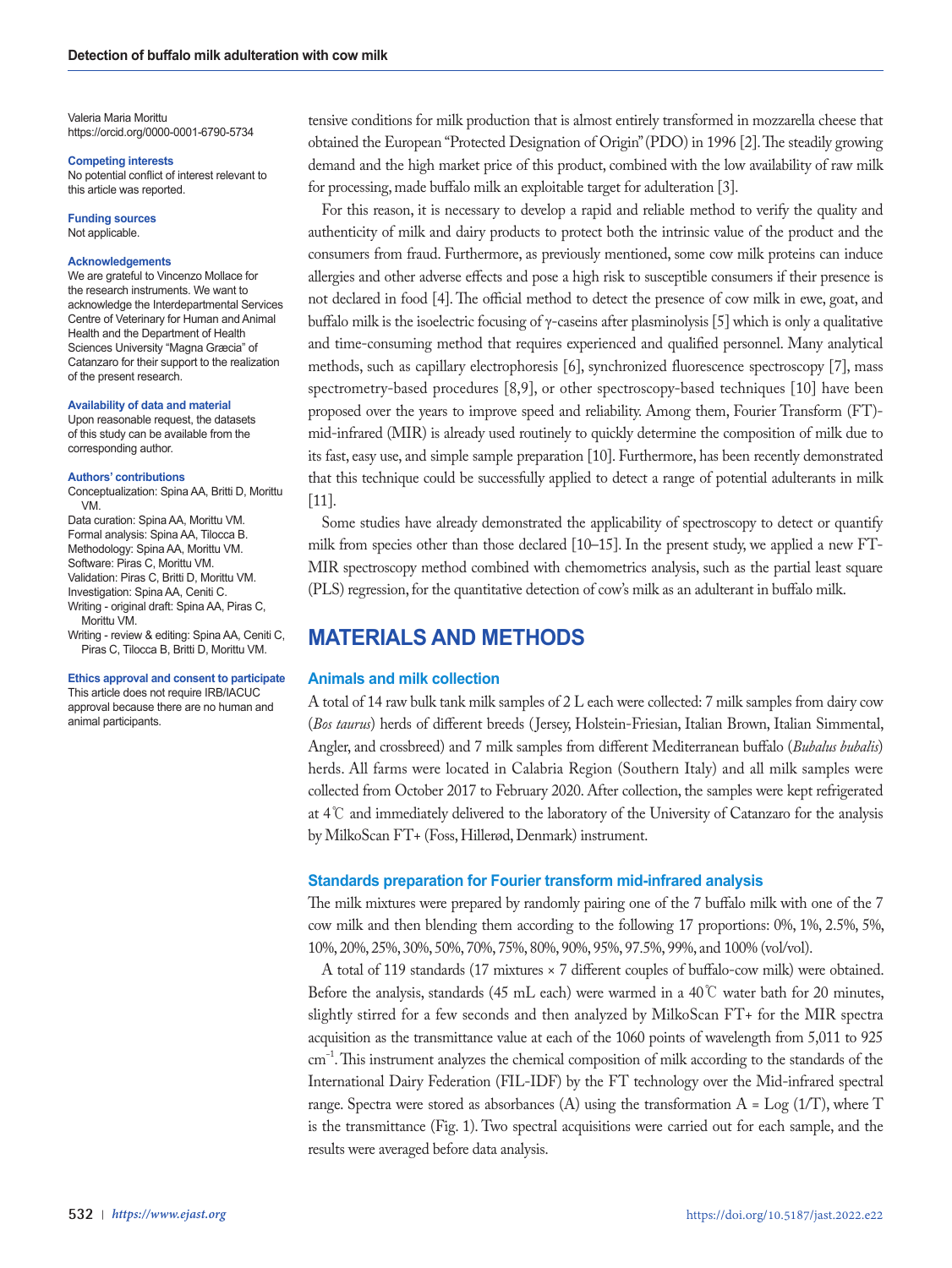Valeria Maria Morittu
https://orcid.org/0000-0001-6790-5734

**Competing interests**
No potential conflict of interest relevant to this article was reported.

**Funding sources**
Not applicable.

**Acknowledgements**
We are grateful to Vincenzo Mollace for the research instruments. We want to acknowledge the Interdepartmental Services Centre of Veterinary for Human and Animal Health and the Department of Health Sciences University "Magna Græcia" of Catanzaro for their support to the realization of the present research.

**Availability of data and material**
Upon reasonable request, the datasets of this study can be available from the corresponding author.

**Authors' contributions**
Conceptualization: Spina AA, Britti D, Morittu VM.
Data curation: Spina AA, Morittu VM.
Formal analysis: Spina AA, Tilocca B.
Methodology: Spina AA, Morittu VM.
Software: Piras C, Morittu VM.
Validation: Piras C, Britti D, Morittu VM.
Investigation: Spina AA, Ceniti C.
Writing - original draft: Spina AA, Piras C, Morittu VM.
Writing - review & editing: Spina AA, Ceniti C, Piras C, Tilocca B, Britti D, Morittu VM.

**Ethics approval and consent to participate**
This article does not require IRB/IACUC approval because there are no human and animal participants.

tensive conditions for milk production that is almost entirely transformed in mozzarella cheese that obtained the European "Protected Designation of Origin" (PDO) in 1996 [2]. The steadily growing demand and the high market price of this product, combined with the low availability of raw milk for processing, made buffalo milk an exploitable target for adulteration [3].

For this reason, it is necessary to develop a rapid and reliable method to verify the quality and authenticity of milk and dairy products to protect both the intrinsic value of the product and the consumers from fraud. Furthermore, as previously mentioned, some cow milk proteins can induce allergies and other adverse effects and pose a high risk to susceptible consumers if their presence is not declared in food [4]. The official method to detect the presence of cow milk in ewe, goat, and buffalo milk is the isoelectric focusing of γ-caseins after plasminolysis [5] which is only a qualitative and time-consuming method that requires experienced and qualified personnel. Many analytical methods, such as capillary electrophoresis [6], synchronized fluorescence spectroscopy [7], mass spectrometry-based procedures [8,9], or other spectroscopy-based techniques [10] have been proposed over the years to improve speed and reliability. Among them, Fourier Transform (FT)-mid-infrared (MIR) is already used routinely to quickly determine the composition of milk due to its fast, easy use, and simple sample preparation [10]. Furthermore, has been recently demonstrated that this technique could be successfully applied to detect a range of potential adulterants in milk [11].

Some studies have already demonstrated the applicability of spectroscopy to detect or quantify milk from species other than those declared [10–15]. In the present study, we applied a new FT-MIR spectroscopy method combined with chemometrics analysis, such as the partial least square (PLS) regression, for the quantitative detection of cow's milk as an adulterant in buffalo milk.

# MATERIALS AND METHODS

## Animals and milk collection

A total of 14 raw bulk tank milk samples of 2 L each were collected: 7 milk samples from dairy cow (*Bos taurus*) herds of different breeds (Jersey, Holstein-Friesian, Italian Brown, Italian Simmental, Angler, and crossbreed) and 7 milk samples from different Mediterranean buffalo (*Bubalus bubalis*) herds. All farms were located in Calabria Region (Southern Italy) and all milk samples were collected from October 2017 to February 2020. After collection, the samples were kept refrigerated at 4℃ and immediately delivered to the laboratory of the University of Catanzaro for the analysis by MilkoScan FT+ (Foss, Hillerød, Denmark) instrument.

## Standards preparation for Fourier transform mid-infrared analysis

The milk mixtures were prepared by randomly pairing one of the 7 buffalo milk with one of the 7 cow milk and then blending them according to the following 17 proportions: 0%, 1%, 2.5%, 5%, 10%, 20%, 25%, 30%, 50%, 70%, 75%, 80%, 90%, 95%, 97.5%, 99%, and 100% (vol/vol).

A total of 119 standards (17 mixtures × 7 different couples of buffalo-cow milk) were obtained. Before the analysis, standards (45 mL each) were warmed in a 40℃ water bath for 20 minutes, slightly stirred for a few seconds and then analyzed by MilkoScan FT+ for the MIR spectra acquisition as the transmittance value at each of the 1060 points of wavelength from 5,011 to 925 $cm^{-1}$. This instrument analyzes the chemical composition of milk according to the standards of the International Dairy Federation (FIL-IDF) by the FT technology over the Mid-infrared spectral range. Spectra were stored as absorbances (A) using the transformation A = Log (1/T), where T is the transmittance (Fig. 1). Two spectral acquisitions were carried out for each sample, and the results were averaged before data analysis.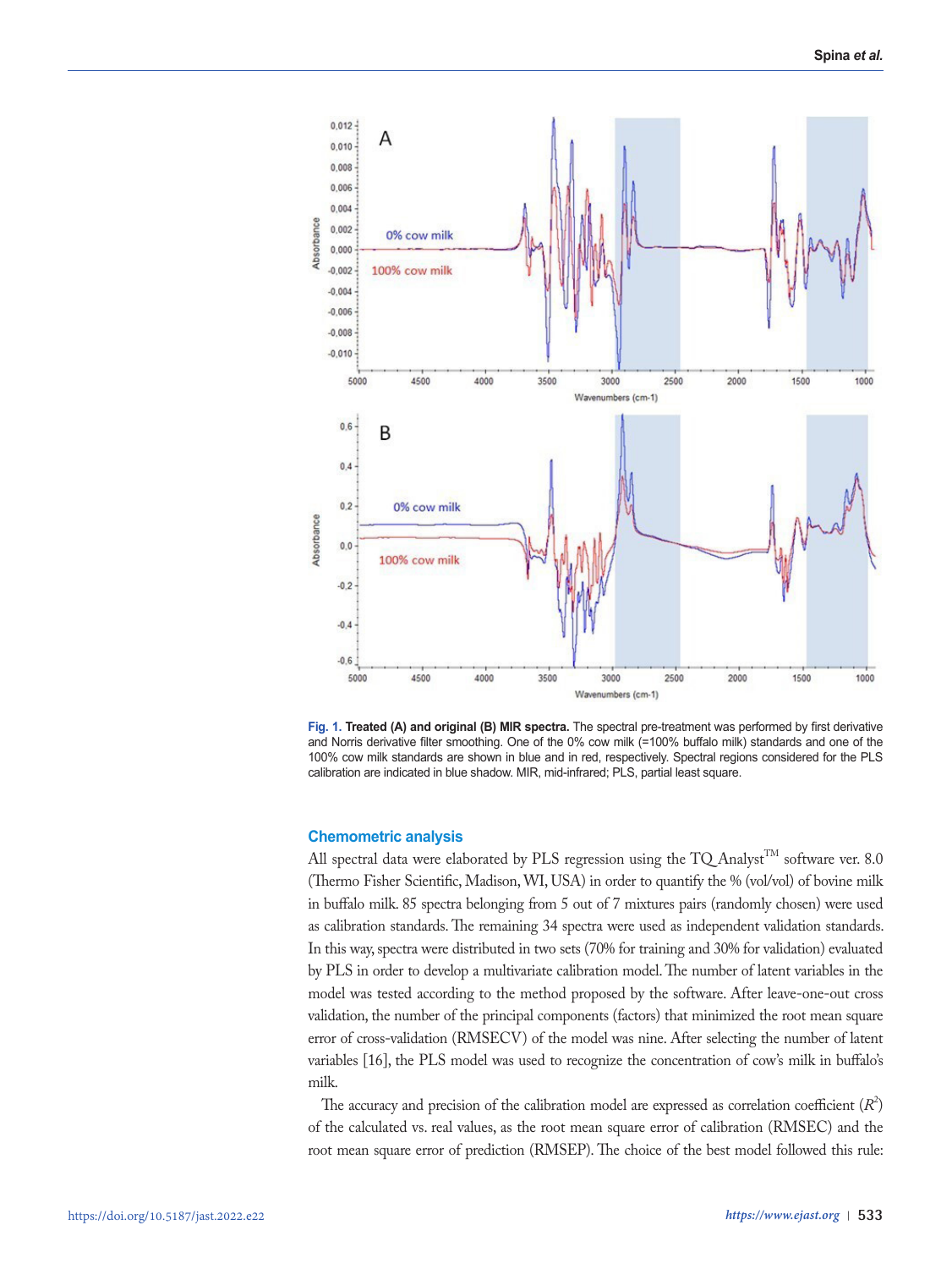Fig. 1. **Treated (A) and original (B) MIR spectra.** The spectral pre-treatment was performed by first derivative and Norris derivative filter smoothing. One of the 0% cow milk (=100% buffalo milk) standards and one of the 100% cow milk standards are shown in blue and in red, respectively. Spectral regions considered for the PLS calibration are indicated in blue shadow. MIR, mid-infrared; PLS, partial least square.

## Chemometric analysis

All spectral data were elaborated by PLS regression using the TQ Analyst$^{TM}$ software ver. 8.0 (Thermo Fisher Scientific, Madison, WI, USA) in order to quantify the % (vol/vol) of bovine milk in buffalo milk. 85 spectra belonging from 5 out of 7 mixtures pairs (randomly chosen) were used as calibration standards. The remaining 34 spectra were used as independent validation standards. In this way, spectra were distributed in two sets (70% for training and 30% for validation) evaluated by PLS in order to develop a multivariate calibration model. The number of latent variables in the model was tested according to the method proposed by the software. After leave-one-out cross validation, the number of the principal components (factors) that minimized the root mean square error of cross-validation (RMSECV) of the model was nine. After selecting the number of latent variables [16], the PLS model was used to recognize the concentration of cow's milk in buffalo's milk.

The accuracy and precision of the calibration model are expressed as correlation coefficient ($R^2$) of the calculated vs. real values, as the root mean square error of calibration (RMSEC) and the root mean square error of prediction (RMSEP). The choice of the best model followed this rule: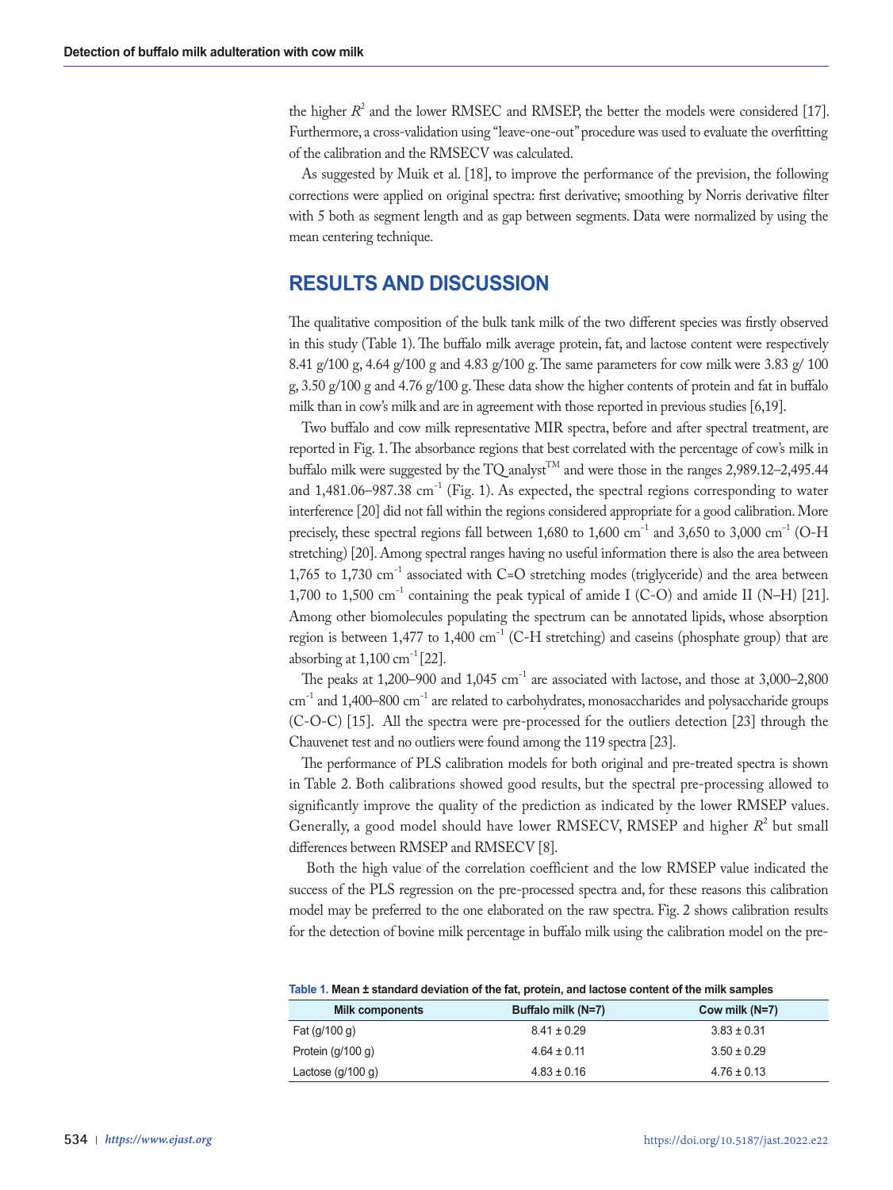the higher $R^2$ and the lower RMSEC and RMSEP, the better the models were considered [17]. Furthermore, a cross-validation using "leave-one-out" procedure was used to evaluate the overfitting of the calibration and the RMSECV was calculated.

As suggested by Muik et al. [18], to improve the performance of the prevision, the following corrections were applied on original spectra: first derivative; smoothing by Norris derivative filter with 5 both as segment length and as gap between segments. Data were normalized by using the mean centering technique.

## RESULTS AND DISCUSSION

The qualitative composition of the bulk tank milk of the two different species was firstly observed in this study (Table 1). The buffalo milk average protein, fat, and lactose content were respectively 8.41 g/100 g, 4.64 g/100 g and 4.83 g/100 g. The same parameters for cow milk were 3.83 g/ 100 g, 3.50 g/100 g and 4.76 g/100 g. These data show the higher contents of protein and fat in buffalo milk than in cow's milk and are in agreement with those reported in previous studies [6,19].

Two buffalo and cow milk representative MIR spectra, before and after spectral treatment, are reported in Fig. 1. The absorbance regions that best correlated with the percentage of cow's milk in buffalo milk were suggested by the TQ analyst™ and were those in the ranges 2,989.12–2,495.44 and 1,481.06–987.38 $cm^{-1}$ (Fig. 1). As expected, the spectral regions corresponding to water interference [20] did not fall within the regions considered appropriate for a good calibration. More precisely, these spectral regions fall between 1,680 to 1,600 $cm^{-1}$ and 3,650 to 3,000 $cm^{-1}$ (O-H stretching) [20]. Among spectral ranges having no useful information there is also the area between 1,765 to 1,730 $cm^{-1}$ associated with C=O stretching modes (triglyceride) and the area between 1,700 to 1,500 $cm^{-1}$ containing the peak typical of amide I (C-O) and amide II (N–H) [21]. Among other biomolecules populating the spectrum can be annotated lipids, whose absorption region is between 1,477 to 1,400 $cm^{-1}$ (C-H stretching) and caseins (phosphate group) that are absorbing at 1,100 $cm^{-1}$ [22].

The peaks at 1,200–900 and 1,045 $cm^{-1}$ are associated with lactose, and those at 3,000–2,800 $cm^{-1}$ and 1,400–800 $cm^{-1}$ are related to carbohydrates, monosaccharides and polysaccharide groups (C-O-C) [15]. All the spectra were pre-processed for the outliers detection [23] through the Chauvenet test and no outliers were found among the 119 spectra [23].

The performance of PLS calibration models for both original and pre-treated spectra is shown in Table 2. Both calibrations showed good results, but the spectral pre-processing allowed to significantly improve the quality of the prediction as indicated by the lower RMSEP values. Generally, a good model should have lower RMSECV, RMSEP and higher $R^2$ but small differences between RMSEP and RMSECV [8].

Both the high value of the correlation coefficient and the low RMSEP value indicated the success of the PLS regression on the pre-processed spectra and, for these reasons this calibration model may be preferred to the one elaborated on the raw spectra. Fig. 2 shows calibration results for the detection of bovine milk percentage in buffalo milk using the calibration model on the pre-

**Table 1. Mean ± standard deviation of the fat, protein, and lactose content of the milk samples**

| Milk components | Buffalo milk (N=7) | Cow milk (N=7) |
|---|---|---|
| Fat (g/100 g) | 8.41 ± 0.29 | 3.83 ± 0.31 |
| Protein (g/100 g) | 4.64 ± 0.11 | 3.50 ± 0.29 |
| Lactose (g/100 g) | 4.83 ± 0.16 | 4.76 ± 0.13 |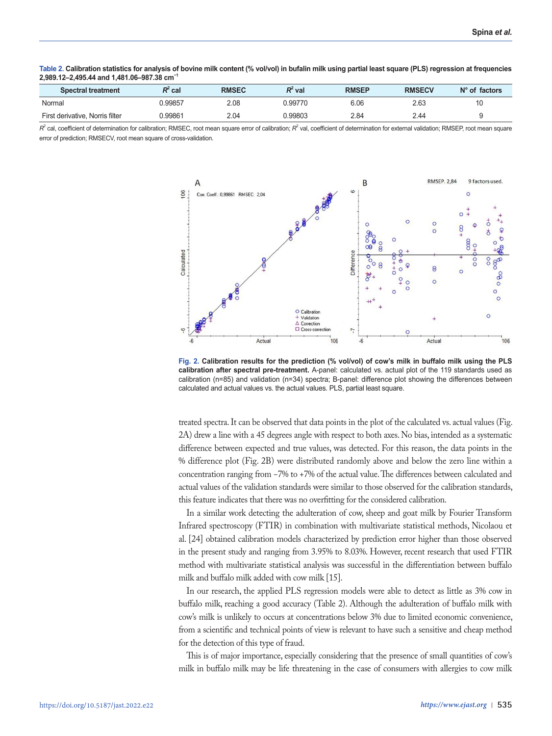**Table 2. Calibration statistics for analysis of bovine milk content (% vol/vol) in bufalin milk using partial least square (PLS) regression at frequencies 2,989.12–2,495.44 and 1,481.06–987.38 cm$^{-1}$**

| Spectral treatment | $R^2$ cal | RMSEC | $R^2$ val | RMSEP | RMSECV | N° of factors |
|---|---|---|---|---|---|---|
| Normal | 0.99857 | 2.08 | 0.99770 | 6.06 | 2.63 | 10 |
| First derivative, Norris filter | 0.99861 | 2.04 | 0.99803 | 2.84 | 2.44 | 9 |

$R^2$ cal, coefficient of determination for calibration; RMSEC, root mean square error of calibration; $R^2$ val, coefficient of determination for external validation; RMSEP, root mean square error of prediction; RMSECV, root mean square of cross-validation.

**Fig. 2. Calibration results for the prediction (% vol/vol) of cow's milk in buffalo milk using the PLS calibration after spectral pre-treatment.** A-panel: calculated vs. actual plot of the 119 standards used as calibration (n=85) and validation (n=34) spectra; B-panel: difference plot showing the differences between calculated and actual values vs. the actual values. PLS, partial least square.

treated spectra. It can be observed that data points in the plot of the calculated vs. actual values (Fig. 2A) drew a line with a 45 degrees angle with respect to both axes. No bias, intended as a systematic difference between expected and true values, was detected. For this reason, the data points in the % difference plot (Fig. 2B) were distributed randomly above and below the zero line within a concentration ranging from −7% to +7% of the actual value. The differences between calculated and actual values of the validation standards were similar to those observed for the calibration standards, this feature indicates that there was no overfitting for the considered calibration.

In a similar work detecting the adulteration of cow, sheep and goat milk by Fourier Transform Infrared spectroscopy (FTIR) in combination with multivariate statistical methods, Nicolaou et al. [24] obtained calibration models characterized by prediction error higher than those observed in the present study and ranging from 3.95% to 8.03%. However, recent research that used FTIR method with multivariate statistical analysis was successful in the differentiation between buffalo milk and buffalo milk added with cow milk [15].

In our research, the applied PLS regression models were able to detect as little as 3% cow in buffalo milk, reaching a good accuracy (Table 2). Although the adulteration of buffalo milk with cow's milk is unlikely to occurs at concentrations below 3% due to limited economic convenience, from a scientific and technical points of view is relevant to have such a sensitive and cheap method for the detection of this type of fraud.

This is of major importance, especially considering that the presence of small quantities of cow's milk in buffalo milk may be life threatening in the case of consumers with allergies to cow milk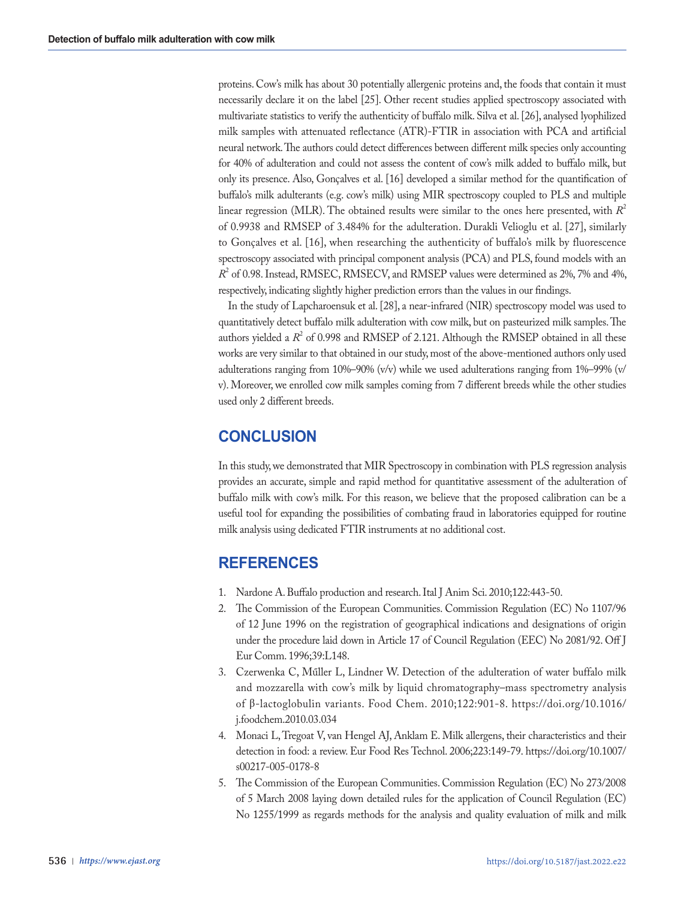proteins. Cow's milk has about 30 potentially allergenic proteins and, the foods that contain it must necessarily declare it on the label [25]. Other recent studies applied spectroscopy associated with multivariate statistics to verify the authenticity of buffalo milk. Silva et al. [26], analysed lyophilized milk samples with attenuated reflectance (ATR)-FTIR in association with PCA and artificial neural network. The authors could detect differences between different milk species only accounting for 40% of adulteration and could not assess the content of cow's milk added to buffalo milk, but only its presence. Also, Gonçalves et al. [16] developed a similar method for the quantification of buffalo's milk adulterants (e.g. cow's milk) using MIR spectroscopy coupled to PLS and multiple linear regression (MLR). The obtained results were similar to the ones here presented, with $R^2$ of 0.9938 and RMSEP of 3.484% for the adulteration. Durakli Velioglu et al. [27], similarly to Gonçalves et al. [16], when researching the authenticity of buffalo's milk by fluorescence spectroscopy associated with principal component analysis (PCA) and PLS, found models with an $R^2$ of 0.98. Instead, RMSEC, RMSECV, and RMSEP values were determined as 2%, 7% and 4%, respectively, indicating slightly higher prediction errors than the values in our findings.

In the study of Lapcharoensuk et al. [28], a near-infrared (NIR) spectroscopy model was used to quantitatively detect buffalo milk adulteration with cow milk, but on pasteurized milk samples. The authors yielded a $R^2$ of 0.998 and RMSEP of 2.121. Although the RMSEP obtained in all these works are very similar to that obtained in our study, most of the above-mentioned authors only used adulterations ranging from 10%–90% (v/v) while we used adulterations ranging from 1%–99% (v/v). Moreover, we enrolled cow milk samples coming from 7 different breeds while the other studies used only 2 different breeds.

## CONCLUSION

In this study, we demonstrated that MIR Spectroscopy in combination with PLS regression analysis provides an accurate, simple and rapid method for quantitative assessment of the adulteration of buffalo milk with cow's milk. For this reason, we believe that the proposed calibration can be a useful tool for expanding the possibilities of combating fraud in laboratories equipped for routine milk analysis using dedicated FTIR instruments at no additional cost.

## REFERENCES

1. Nardone A. Buffalo production and research. Ital J Anim Sci. 2010;122:443-50.
2. The Commission of the European Communities. Commission Regulation (EC) No 1107/96 of 12 June 1996 on the registration of geographical indications and designations of origin under the procedure laid down in Article 17 of Council Regulation (EEC) No 2081/92. Off J Eur Comm. 1996;39:L148.
3. Czerwenka C, Műller L, Lindner W. Detection of the adulteration of water buffalo milk and mozzarella with cow's milk by liquid chromatography–mass spectrometry analysis of β-lactoglobulin variants. Food Chem. 2010;122:901-8. https://doi.org/10.1016/j.foodchem.2010.03.034
4. Monaci L, Tregoat V, van Hengel AJ, Anklam E. Milk allergens, their characteristics and their detection in food: a review. Eur Food Res Technol. 2006;223:149-79. https://doi.org/10.1007/s00217-005-0178-8
5. The Commission of the European Communities. Commission Regulation (EC) No 273/2008 of 5 March 2008 laying down detailed rules for the application of Council Regulation (EC) No 1255/1999 as regards methods for the analysis and quality evaluation of milk and milk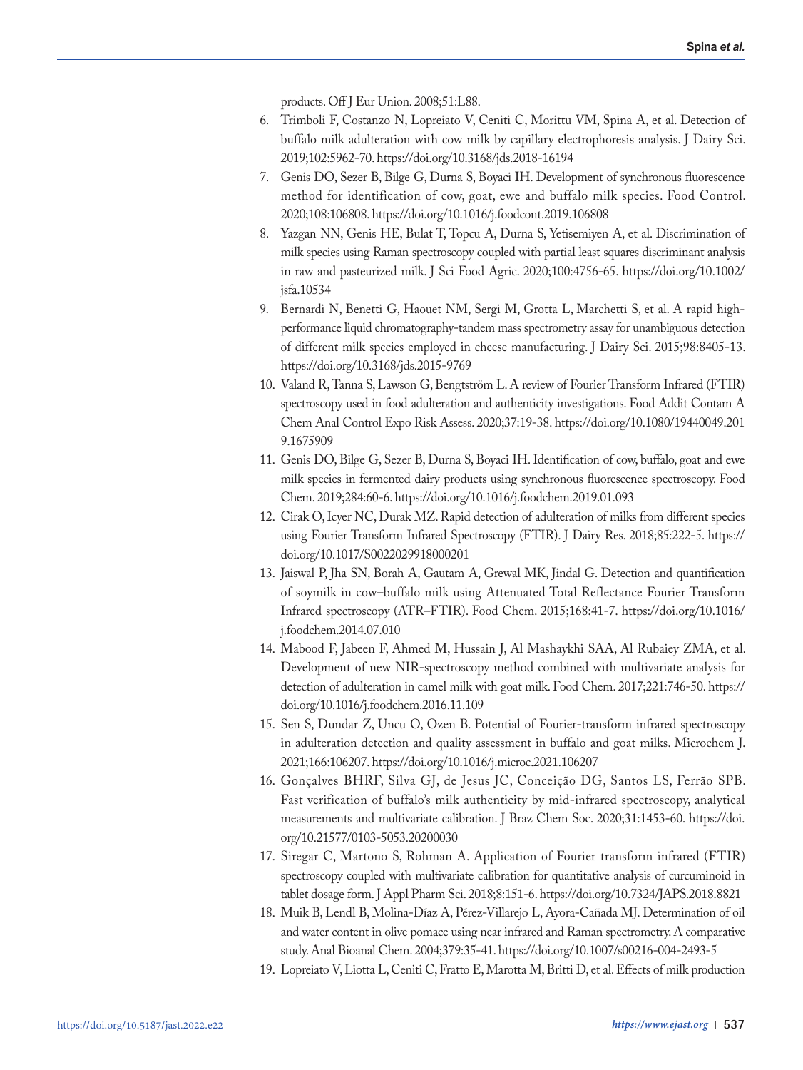products. Off J Eur Union. 2008;51:L88.

6. Trimboli F, Costanzo N, Lopreiato V, Ceniti C, Morittu VM, Spina A, et al. Detection of buffalo milk adulteration with cow milk by capillary electrophoresis analysis. J Dairy Sci. 2019;102:5962-70. https://doi.org/10.3168/jds.2018-16194
7. Genis DO, Sezer B, Bilge G, Durna S, Boyaci IH. Development of synchronous fluorescence method for identification of cow, goat, ewe and buffalo milk species. Food Control. 2020;108:106808. https://doi.org/10.1016/j.foodcont.2019.106808
8. Yazgan NN, Genis HE, Bulat T, Topcu A, Durna S, Yetisemiyen A, et al. Discrimination of milk species using Raman spectroscopy coupled with partial least squares discriminant analysis in raw and pasteurized milk. J Sci Food Agric. 2020;100:4756-65. https://doi.org/10.1002/jsfa.10534
9. Bernardi N, Benetti G, Haouet NM, Sergi M, Grotta L, Marchetti S, et al. A rapid high-performance liquid chromatography-tandem mass spectrometry assay for unambiguous detection of different milk species employed in cheese manufacturing. J Dairy Sci. 2015;98:8405-13. https://doi.org/10.3168/jds.2015-9769
10. Valand R, Tanna S, Lawson G, Bengtström L. A review of Fourier Transform Infrared (FTIR) spectroscopy used in food adulteration and authenticity investigations. Food Addit Contam A Chem Anal Control Expo Risk Assess. 2020;37:19-38. https://doi.org/10.1080/19440049.2019.1675909
11. Genis DO, Bilge G, Sezer B, Durna S, Boyaci IH. Identification of cow, buffalo, goat and ewe milk species in fermented dairy products using synchronous fluorescence spectroscopy. Food Chem. 2019;284:60-6. https://doi.org/10.1016/j.foodchem.2019.01.093
12. Cirak O, Icyer NC, Durak MZ. Rapid detection of adulteration of milks from different species using Fourier Transform Infrared Spectroscopy (FTIR). J Dairy Res. 2018;85:222-5. https://doi.org/10.1017/S0022029918000201
13. Jaiswal P, Jha SN, Borah A, Gautam A, Grewal MK, Jindal G. Detection and quantification of soymilk in cow–buffalo milk using Attenuated Total Reflectance Fourier Transform Infrared spectroscopy (ATR–FTIR). Food Chem. 2015;168:41-7. https://doi.org/10.1016/j.foodchem.2014.07.010
14. Mabood F, Jabeen F, Ahmed M, Hussain J, Al Mashaykhi SAA, Al Rubaiey ZMA, et al. Development of new NIR-spectroscopy method combined with multivariate analysis for detection of adulteration in camel milk with goat milk. Food Chem. 2017;221:746-50. https://doi.org/10.1016/j.foodchem.2016.11.109
15. Sen S, Dundar Z, Uncu O, Ozen B. Potential of Fourier-transform infrared spectroscopy in adulteration detection and quality assessment in buffalo and goat milks. Microchem J. 2021;166:106207. https://doi.org/10.1016/j.microc.2021.106207
16. Gonçalves BHRF, Silva GJ, de Jesus JC, Conceição DG, Santos LS, Ferrão SPB. Fast verification of buffalo's milk authenticity by mid-infrared spectroscopy, analytical measurements and multivariate calibration. J Braz Chem Soc. 2020;31:1453-60. https://doi.org/10.21577/0103-5053.20200030
17. Siregar C, Martono S, Rohman A. Application of Fourier transform infrared (FTIR) spectroscopy coupled with multivariate calibration for quantitative analysis of curcuminoid in tablet dosage form. J Appl Pharm Sci. 2018;8:151-6. https://doi.org/10.7324/JAPS.2018.8821
18. Muik B, Lendl B, Molina-Díaz A, Pérez-Villarejo L, Ayora-Cañada MJ. Determination of oil and water content in olive pomace using near infrared and Raman spectrometry. A comparative study. Anal Bioanal Chem. 2004;379:35-41. https://doi.org/10.1007/s00216-004-2493-5
19. Lopreiato V, Liotta L, Ceniti C, Fratto E, Marotta M, Britti D, et al. Effects of milk production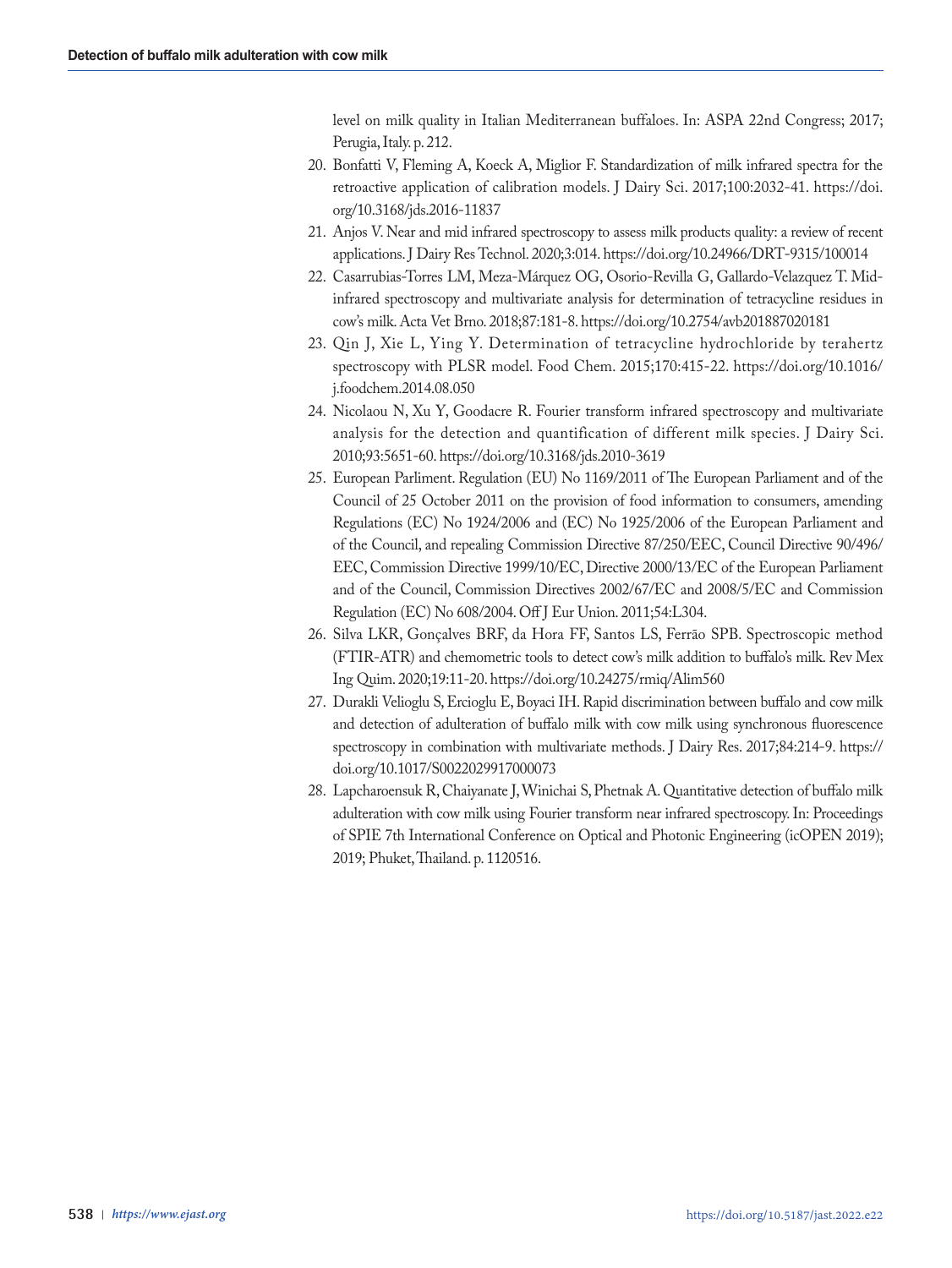level on milk quality in Italian Mediterranean buffaloes. In: ASPA 22nd Congress; 2017; Perugia, Italy. p. 212.

20. Bonfatti V, Fleming A, Koeck A, Miglior F. Standardization of milk infrared spectra for the retroactive application of calibration models. J Dairy Sci. 2017;100:2032-41. https://doi.org/10.3168/jds.2016-11837
21. Anjos V. Near and mid infrared spectroscopy to assess milk products quality: a review of recent applications. J Dairy Res Technol. 2020;3:014. https://doi.org/10.24966/DRT-9315/100014
22. Casarrubias-Torres LM, Meza-Márquez OG, Osorio-Revilla G, Gallardo-Velazquez T. Mid-infrared spectroscopy and multivariate analysis for determination of tetracycline residues in cow's milk. Acta Vet Brno. 2018;87:181-8. https://doi.org/10.2754/avb201887020181
23. Qin J, Xie L, Ying Y. Determination of tetracycline hydrochloride by terahertz spectroscopy with PLSR model. Food Chem. 2015;170:415-22. https://doi.org/10.1016/j.foodchem.2014.08.050
24. Nicolaou N, Xu Y, Goodacre R. Fourier transform infrared spectroscopy and multivariate analysis for the detection and quantification of different milk species. J Dairy Sci. 2010;93:5651-60. https://doi.org/10.3168/jds.2010-3619
25. European Parliment. Regulation (EU) No 1169/2011 of The European Parliament and of the Council of 25 October 2011 on the provision of food information to consumers, amending Regulations (EC) No 1924/2006 and (EC) No 1925/2006 of the European Parliament and of the Council, and repealing Commission Directive 87/250/EEC, Council Directive 90/496/EEC, Commission Directive 1999/10/EC, Directive 2000/13/EC of the European Parliament and of the Council, Commission Directives 2002/67/EC and 2008/5/EC and Commission Regulation (EC) No 608/2004. Off J Eur Union. 2011;54:L304.
26. Silva LKR, Gonçalves BRF, da Hora FF, Santos LS, Ferrão SPB. Spectroscopic method (FTIR-ATR) and chemometric tools to detect cow's milk addition to buffalo's milk. Rev Mex Ing Quim. 2020;19:11-20. https://doi.org/10.24275/rmiq/Alim560
27. Durakli Velioglu S, Ercioglu E, Boyaci IH. Rapid discrimination between buffalo and cow milk and detection of adulteration of buffalo milk with cow milk using synchronous fluorescence spectroscopy in combination with multivariate methods. J Dairy Res. 2017;84:214-9. https://doi.org/10.1017/S0022029917000073
28. Lapcharoensuk R, Chaiyanate J, Winichai S, Phetnak A. Quantitative detection of buffalo milk adulteration with cow milk using Fourier transform near infrared spectroscopy. In: Proceedings of SPIE 7th International Conference on Optical and Photonic Engineering (icOPEN 2019); 2019; Phuket, Thailand. p. 1120516.